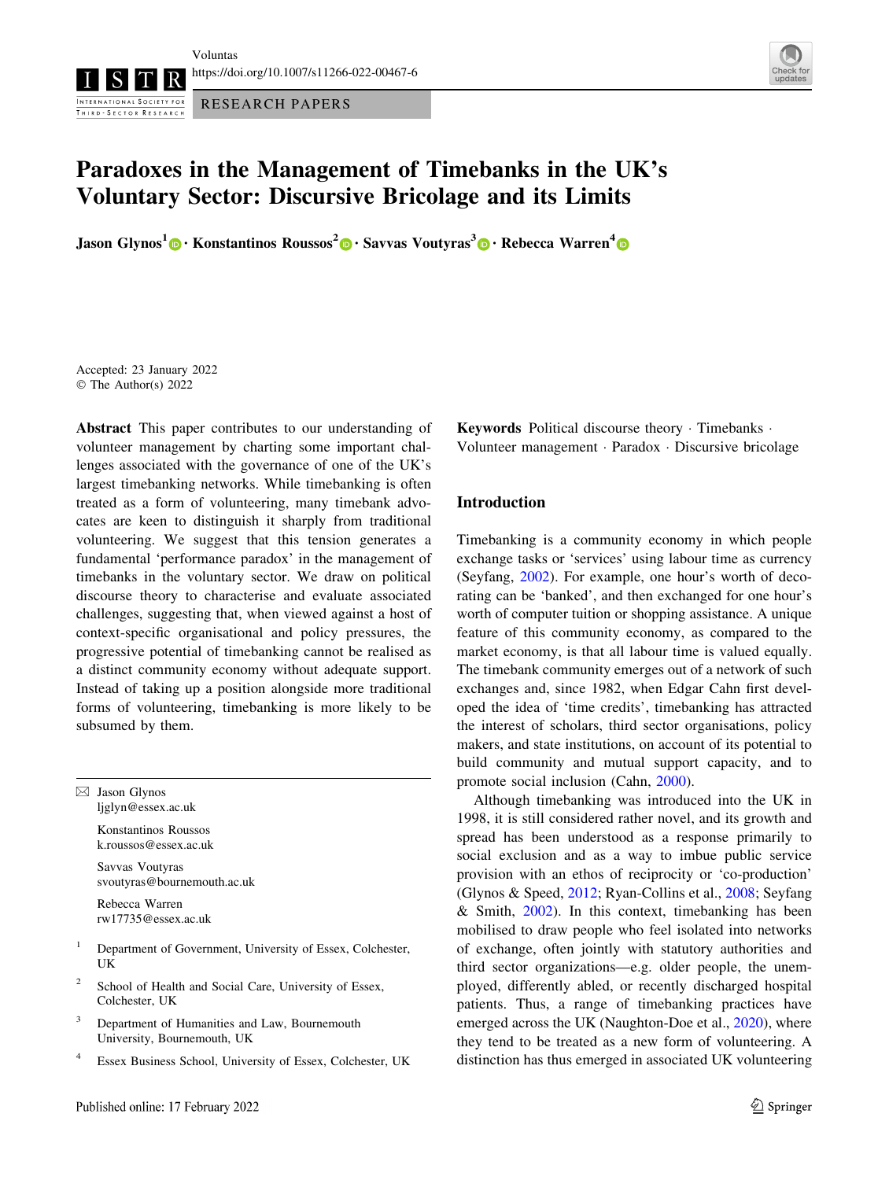Voluntas
https://doi.org/10.1007/s11266-022-00467-6

RESEARCH PAPERS

# Paradoxes in the Management of Timebanks in the UK's Voluntary Sector: Discursive Bricolage and its Limits

**Jason Glynos[1] · Konstantinos Roussos[2] · Savvas Voutyras[3] · Rebecca Warren[4]**

Accepted: 23 January 2022
© The Author(s) 2022

**Abstract** This paper contributes to our understanding of volunteer management by charting some important challenges associated with the governance of one of the UK's largest timebanking networks. While timebanking is often treated as a form of volunteering, many timebank advocates are keen to distinguish it sharply from traditional volunteering. We suggest that this tension generates a fundamental 'performance paradox' in the management of timebanks in the voluntary sector. We draw on political discourse theory to characterise and evaluate associated challenges, suggesting that, when viewed against a host of context-specific organisational and policy pressures, the progressive potential of timebanking cannot be realised as a distinct community economy without adequate support. Instead of taking up a position alongside more traditional forms of volunteering, timebanking is more likely to be subsumed by them.

**Keywords** Political discourse theory · Timebanks · Volunteer management · Paradox · Discursive bricolage

✉ Jason Glynos
ljglyn@essex.ac.uk

Konstantinos Roussos
k.roussos@essex.ac.uk

Savvas Voutyras
svoutyras@bournemouth.ac.uk

Rebecca Warren
rw17735@essex.ac.uk

[1] Department of Government, University of Essex, Colchester, UK

[2] School of Health and Social Care, University of Essex, Colchester, UK

[3] Department of Humanities and Law, Bournemouth University, Bournemouth, UK

[4] Essex Business School, University of Essex, Colchester, UK

## Introduction

Timebanking is a community economy in which people exchange tasks or 'services' using labour time as currency (Seyfang, 2002). For example, one hour's worth of decorating can be 'banked', and then exchanged for one hour's worth of computer tuition or shopping assistance. A unique feature of this community economy, as compared to the market economy, is that all labour time is valued equally. The timebank community emerges out of a network of such exchanges and, since 1982, when Edgar Cahn first developed the idea of 'time credits', timebanking has attracted the interest of scholars, third sector organisations, policy makers, and state institutions, on account of its potential to build community and mutual support capacity, and to promote social inclusion (Cahn, 2000).

Although timebanking was introduced into the UK in 1998, it is still considered rather novel, and its growth and spread has been understood as a response primarily to social exclusion and as a way to imbue public service provision with an ethos of reciprocity or 'co-production' (Glynos & Speed, 2012; Ryan-Collins et al., 2008; Seyfang & Smith, 2002). In this context, timebanking has been mobilised to draw people who feel isolated into networks of exchange, often jointly with statutory authorities and third sector organizations—e.g. older people, the unemployed, differently abled, or recently discharged hospital patients. Thus, a range of timebanking practices have emerged across the UK (Naughton-Doe et al., 2020), where they tend to be treated as a new form of volunteering. A distinction has thus emerged in associated UK volunteering

Published online: 17 February 2022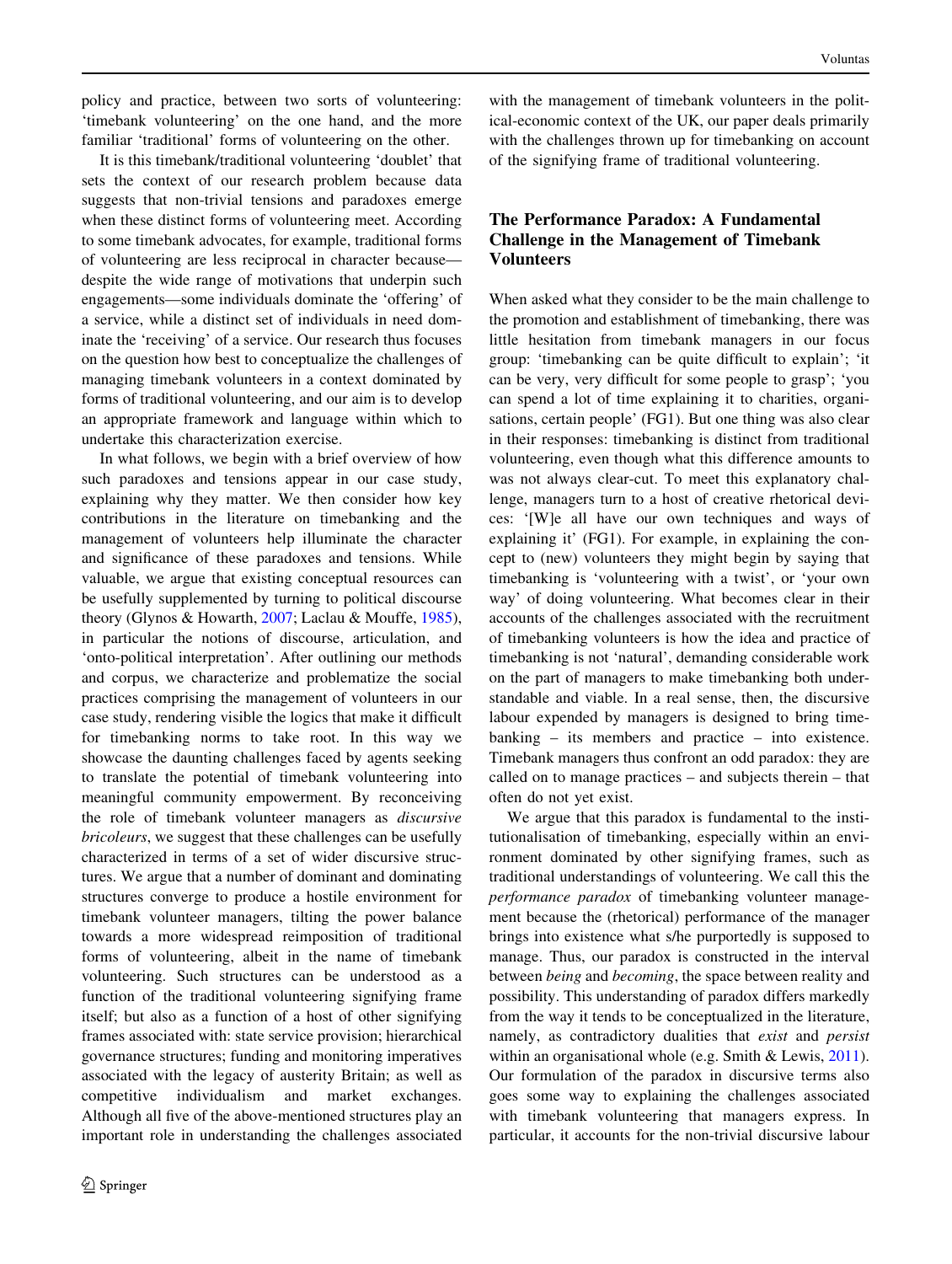policy and practice, between two sorts of volunteering: 'timebank volunteering' on the one hand, and the more familiar 'traditional' forms of volunteering on the other.

It is this timebank/traditional volunteering 'doublet' that sets the context of our research problem because data suggests that non-trivial tensions and paradoxes emerge when these distinct forms of volunteering meet. According to some timebank advocates, for example, traditional forms of volunteering are less reciprocal in character because—despite the wide range of motivations that underpin such engagements—some individuals dominate the 'offering' of a service, while a distinct set of individuals in need dominate the 'receiving' of a service. Our research thus focuses on the question how best to conceptualize the challenges of managing timebank volunteers in a context dominated by forms of traditional volunteering, and our aim is to develop an appropriate framework and language within which to undertake this characterization exercise.

In what follows, we begin with a brief overview of how such paradoxes and tensions appear in our case study, explaining why they matter. We then consider how key contributions in the literature on timebanking and the management of volunteers help illuminate the character and significance of these paradoxes and tensions. While valuable, we argue that existing conceptual resources can be usefully supplemented by turning to political discourse theory (Glynos & Howarth, 2007; Laclau & Mouffe, 1985), in particular the notions of discourse, articulation, and 'onto-political interpretation'. After outlining our methods and corpus, we characterize and problematize the social practices comprising the management of volunteers in our case study, rendering visible the logics that make it difficult for timebanking norms to take root. In this way we showcase the daunting challenges faced by agents seeking to translate the potential of timebank volunteering into meaningful community empowerment. By reconceiving the role of timebank volunteer managers as *discursive bricoleurs*, we suggest that these challenges can be usefully characterized in terms of a set of wider discursive structures. We argue that a number of dominant and dominating structures converge to produce a hostile environment for timebank volunteer managers, tilting the power balance towards a more widespread reimposition of traditional forms of volunteering, albeit in the name of timebank volunteering. Such structures can be understood as a function of the traditional volunteering signifying frame itself; but also as a function of a host of other signifying frames associated with: state service provision; hierarchical governance structures; funding and monitoring imperatives associated with the legacy of austerity Britain; as well as competitive individualism and market exchanges. Although all five of the above-mentioned structures play an important role in understanding the challenges associated with the management of timebank volunteers in the political-economic context of the UK, our paper deals primarily with the challenges thrown up for timebanking on account of the signifying frame of traditional volunteering.

## The Performance Paradox: A Fundamental Challenge in the Management of Timebank Volunteers

When asked what they consider to be the main challenge to the promotion and establishment of timebanking, there was little hesitation from timebank managers in our focus group: 'timebanking can be quite difficult to explain'; 'it can be very, very difficult for some people to grasp'; 'you can spend a lot of time explaining it to charities, organisations, certain people' (FG1). But one thing was also clear in their responses: timebanking is distinct from traditional volunteering, even though what this difference amounts to was not always clear-cut. To meet this explanatory challenge, managers turn to a host of creative rhetorical devices: '[W]e all have our own techniques and ways of explaining it' (FG1). For example, in explaining the concept to (new) volunteers they might begin by saying that timebanking is 'volunteering with a twist', or 'your own way' of doing volunteering. What becomes clear in their accounts of the challenges associated with the recruitment of timebanking volunteers is how the idea and practice of timebanking is not 'natural', demanding considerable work on the part of managers to make timebanking both understandable and viable. In a real sense, then, the discursive labour expended by managers is designed to bring timebanking – its members and practice – into existence. Timebank managers thus confront an odd paradox: they are called on to manage practices – and subjects therein – that often do not yet exist.

We argue that this paradox is fundamental to the institutionalisation of timebanking, especially within an environment dominated by other signifying frames, such as traditional understandings of volunteering. We call this the *performance paradox* of timebanking volunteer management because the (rhetorical) performance of the manager brings into existence what s/he purportedly is supposed to manage. Thus, our paradox is constructed in the interval between *being* and *becoming*, the space between reality and possibility. This understanding of paradox differs markedly from the way it tends to be conceptualized in the literature, namely, as contradictory dualities that *exist* and *persist* within an organisational whole (e.g. Smith & Lewis, 2011). Our formulation of the paradox in discursive terms also goes some way to explaining the challenges associated with timebank volunteering that managers express. In particular, it accounts for the non-trivial discursive labour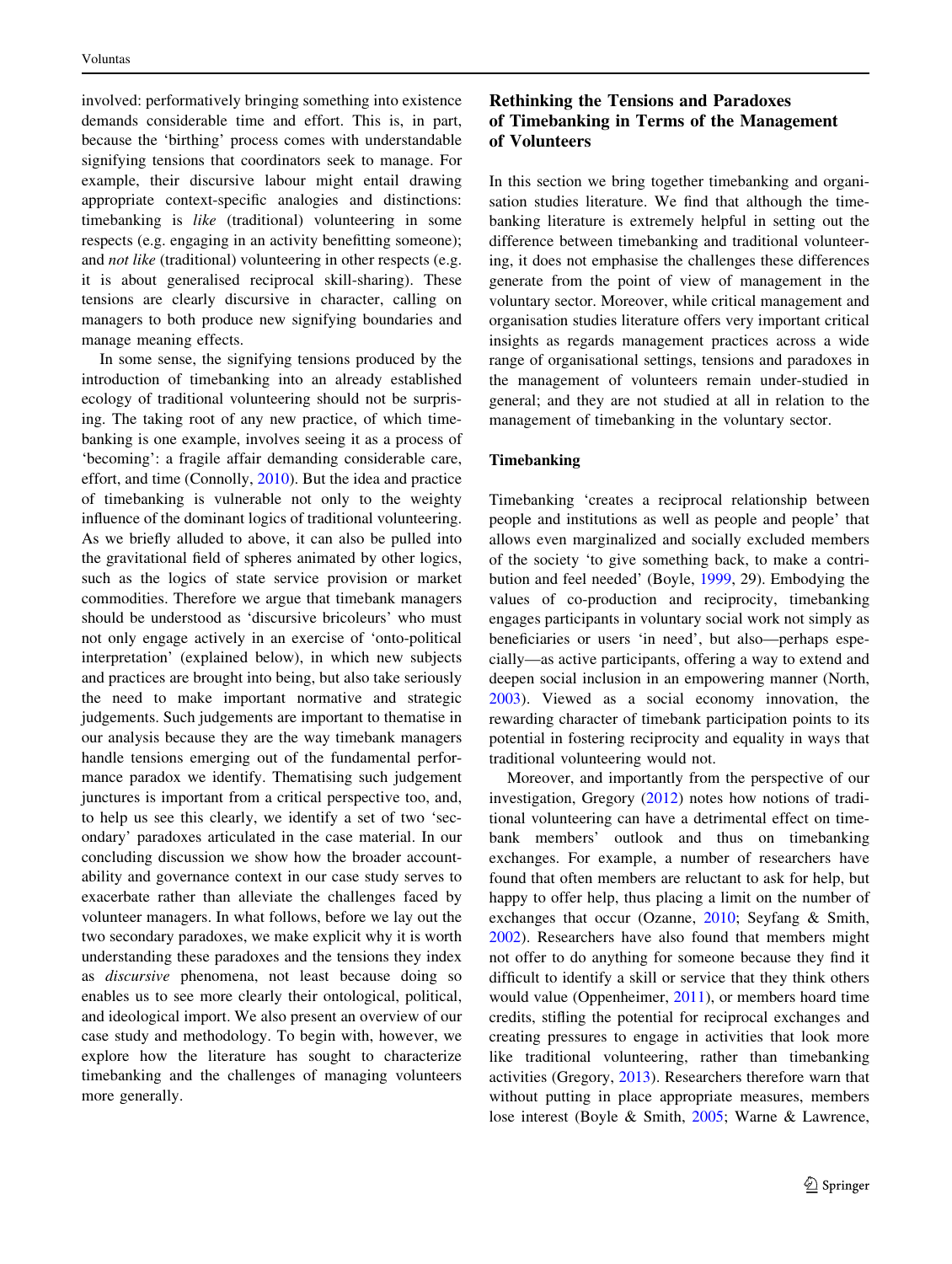involved: performatively bringing something into existence demands considerable time and effort. This is, in part, because the 'birthing' process comes with understandable signifying tensions that coordinators seek to manage. For example, their discursive labour might entail drawing appropriate context-specific analogies and distinctions: timebanking is *like* (traditional) volunteering in some respects (e.g. engaging in an activity benefitting someone); and *not like* (traditional) volunteering in other respects (e.g. it is about generalised reciprocal skill-sharing). These tensions are clearly discursive in character, calling on managers to both produce new signifying boundaries and manage meaning effects.

In some sense, the signifying tensions produced by the introduction of timebanking into an already established ecology of traditional volunteering should not be surprising. The taking root of any new practice, of which timebanking is one example, involves seeing it as a process of 'becoming': a fragile affair demanding considerable care, effort, and time (Connolly, 2010). But the idea and practice of timebanking is vulnerable not only to the weighty influence of the dominant logics of traditional volunteering. As we briefly alluded to above, it can also be pulled into the gravitational field of spheres animated by other logics, such as the logics of state service provision or market commodities. Therefore we argue that timebank managers should be understood as 'discursive bricoleurs' who must not only engage actively in an exercise of 'onto-political interpretation' (explained below), in which new subjects and practices are brought into being, but also take seriously the need to make important normative and strategic judgements. Such judgements are important to thematise in our analysis because they are the way timebank managers handle tensions emerging out of the fundamental performance paradox we identify. Thematising such judgement junctures is important from a critical perspective too, and, to help us see this clearly, we identify a set of two 'secondary' paradoxes articulated in the case material. In our concluding discussion we show how the broader accountability and governance context in our case study serves to exacerbate rather than alleviate the challenges faced by volunteer managers. In what follows, before we lay out the two secondary paradoxes, we make explicit why it is worth understanding these paradoxes and the tensions they index as *discursive* phenomena, not least because doing so enables us to see more clearly their ontological, political, and ideological import. We also present an overview of our case study and methodology. To begin with, however, we explore how the literature has sought to characterize timebanking and the challenges of managing volunteers more generally.

## Rethinking the Tensions and Paradoxes of Timebanking in Terms of the Management of Volunteers

In this section we bring together timebanking and organisation studies literature. We find that although the timebanking literature is extremely helpful in setting out the difference between timebanking and traditional volunteering, it does not emphasise the challenges these differences generate from the point of view of management in the voluntary sector. Moreover, while critical management and organisation studies literature offers very important critical insights as regards management practices across a wide range of organisational settings, tensions and paradoxes in the management of volunteers remain under-studied in general; and they are not studied at all in relation to the management of timebanking in the voluntary sector.

### Timebanking

Timebanking 'creates a reciprocal relationship between people and institutions as well as people and people' that allows even marginalized and socially excluded members of the society 'to give something back, to make a contribution and feel needed' (Boyle, 1999, 29). Embodying the values of co-production and reciprocity, timebanking engages participants in voluntary social work not simply as beneficiaries or users 'in need', but also—perhaps especially—as active participants, offering a way to extend and deepen social inclusion in an empowering manner (North, 2003). Viewed as a social economy innovation, the rewarding character of timebank participation points to its potential in fostering reciprocity and equality in ways that traditional volunteering would not.

Moreover, and importantly from the perspective of our investigation, Gregory (2012) notes how notions of traditional volunteering can have a detrimental effect on timebank members' outlook and thus on timebanking exchanges. For example, a number of researchers have found that often members are reluctant to ask for help, but happy to offer help, thus placing a limit on the number of exchanges that occur (Ozanne, 2010; Seyfang & Smith, 2002). Researchers have also found that members might not offer to do anything for someone because they find it difficult to identify a skill or service that they think others would value (Oppenheimer, 2011), or members hoard time credits, stifling the potential for reciprocal exchanges and creating pressures to engage in activities that look more like traditional volunteering, rather than timebanking activities (Gregory, 2013). Researchers therefore warn that without putting in place appropriate measures, members lose interest (Boyle & Smith, 2005; Warne & Lawrence,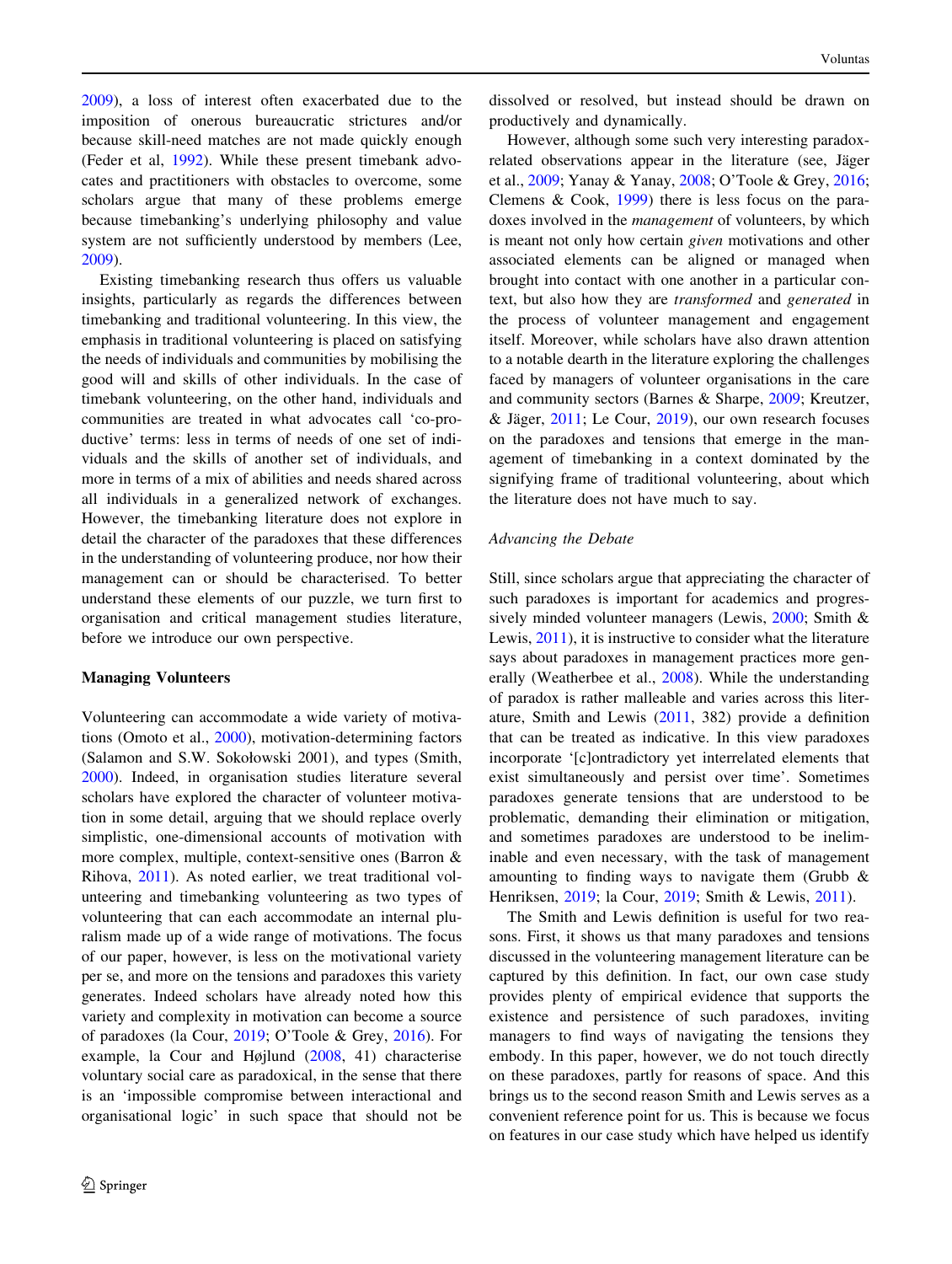2009), a loss of interest often exacerbated due to the imposition of onerous bureaucratic strictures and/or because skill-need matches are not made quickly enough (Feder et al, 1992). While these present timebank advocates and practitioners with obstacles to overcome, some scholars argue that many of these problems emerge because timebanking's underlying philosophy and value system are not sufficiently understood by members (Lee, 2009).

Existing timebanking research thus offers us valuable insights, particularly as regards the differences between timebanking and traditional volunteering. In this view, the emphasis in traditional volunteering is placed on satisfying the needs of individuals and communities by mobilising the good will and skills of other individuals. In the case of timebank volunteering, on the other hand, individuals and communities are treated in what advocates call 'co-productive' terms: less in terms of needs of one set of individuals and the skills of another set of individuals, and more in terms of a mix of abilities and needs shared across all individuals in a generalized network of exchanges. However, the timebanking literature does not explore in detail the character of the paradoxes that these differences in the understanding of volunteering produce, nor how their management can or should be characterised. To better understand these elements of our puzzle, we turn first to organisation and critical management studies literature, before we introduce our own perspective.

## Managing Volunteers

Volunteering can accommodate a wide variety of motivations (Omoto et al., 2000), motivation-determining factors (Salamon and S.W. Sokołowski 2001), and types (Smith, 2000). Indeed, in organisation studies literature several scholars have explored the character of volunteer motivation in some detail, arguing that we should replace overly simplistic, one-dimensional accounts of motivation with more complex, multiple, context-sensitive ones (Barron & Rihova, 2011). As noted earlier, we treat traditional volunteering and timebanking volunteering as two types of volunteering that can each accommodate an internal pluralism made up of a wide range of motivations. The focus of our paper, however, is less on the motivational variety per se, and more on the tensions and paradoxes this variety generates. Indeed scholars have already noted how this variety and complexity in motivation can become a source of paradoxes (la Cour, 2019; O'Toole & Grey, 2016). For example, la Cour and Højlund (2008, 41) characterise voluntary social care as paradoxical, in the sense that there is an 'impossible compromise between interactional and organisational logic' in such space that should not be dissolved or resolved, but instead should be drawn on productively and dynamically.

However, although some such very interesting paradox-related observations appear in the literature (see, Jäger et al., 2009; Yanay & Yanay, 2008; O'Toole & Grey, 2016; Clemens & Cook, 1999) there is less focus on the paradoxes involved in the *management* of volunteers, by which is meant not only how certain *given* motivations and other associated elements can be aligned or managed when brought into contact with one another in a particular context, but also how they are *transformed* and *generated* in the process of volunteer management and engagement itself. Moreover, while scholars have also drawn attention to a notable dearth in the literature exploring the challenges faced by managers of volunteer organisations in the care and community sectors (Barnes & Sharpe, 2009; Kreutzer, & Jäger, 2011; Le Cour, 2019), our own research focuses on the paradoxes and tensions that emerge in the management of timebanking in a context dominated by the signifying frame of traditional volunteering, about which the literature does not have much to say.

### *Advancing the Debate*

Still, since scholars argue that appreciating the character of such paradoxes is important for academics and progressively minded volunteer managers (Lewis, 2000; Smith & Lewis, 2011), it is instructive to consider what the literature says about paradoxes in management practices more generally (Weatherbee et al., 2008). While the understanding of paradox is rather malleable and varies across this literature, Smith and Lewis (2011, 382) provide a definition that can be treated as indicative. In this view paradoxes incorporate '[c]ontradictory yet interrelated elements that exist simultaneously and persist over time'. Sometimes paradoxes generate tensions that are understood to be problematic, demanding their elimination or mitigation, and sometimes paradoxes are understood to be ineliminable and even necessary, with the task of management amounting to finding ways to navigate them (Grubb & Henriksen, 2019; la Cour, 2019; Smith & Lewis, 2011).

The Smith and Lewis definition is useful for two reasons. First, it shows us that many paradoxes and tensions discussed in the volunteering management literature can be captured by this definition. In fact, our own case study provides plenty of empirical evidence that supports the existence and persistence of such paradoxes, inviting managers to find ways of navigating the tensions they embody. In this paper, however, we do not touch directly on these paradoxes, partly for reasons of space. And this brings us to the second reason Smith and Lewis serves as a convenient reference point for us. This is because we focus on features in our case study which have helped us identify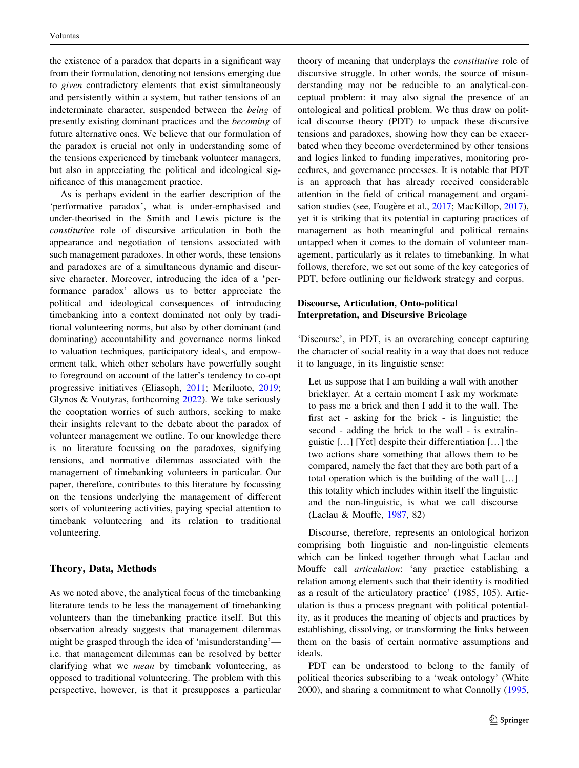the existence of a paradox that departs in a significant way from their formulation, denoting not tensions emerging due to *given* contradictory elements that exist simultaneously and persistently within a system, but rather tensions of an indeterminate character, suspended between the *being* of presently existing dominant practices and the *becoming* of future alternative ones. We believe that our formulation of the paradox is crucial not only in understanding some of the tensions experienced by timebank volunteer managers, but also in appreciating the political and ideological significance of this management practice.

As is perhaps evident in the earlier description of the 'performative paradox', what is under-emphasised and under-theorised in the Smith and Lewis picture is the *constitutive* role of discursive articulation in both the appearance and negotiation of tensions associated with such management paradoxes. In other words, these tensions and paradoxes are of a simultaneous dynamic and discursive character. Moreover, introducing the idea of a 'performance paradox' allows us to better appreciate the political and ideological consequences of introducing timebanking into a context dominated not only by traditional volunteering norms, but also by other dominant (and dominating) accountability and governance norms linked to valuation techniques, participatory ideals, and empowerment talk, which other scholars have powerfully sought to foreground on account of the latter's tendency to co-opt progressive initiatives (Eliasoph, 2011; Meriluoto, 2019; Glynos & Voutyras, forthcoming 2022). We take seriously the cooptation worries of such authors, seeking to make their insights relevant to the debate about the paradox of volunteer management we outline. To our knowledge there is no literature focussing on the paradoxes, signifying tensions, and normative dilemmas associated with the management of timebanking volunteers in particular. Our paper, therefore, contributes to this literature by focussing on the tensions underlying the management of different sorts of volunteering activities, paying special attention to timebank volunteering and its relation to traditional volunteering.

## Theory, Data, Methods

As we noted above, the analytical focus of the timebanking literature tends to be less the management of timebanking volunteers than the timebanking practice itself. But this observation already suggests that management dilemmas might be grasped through the idea of 'misunderstanding'—i.e. that management dilemmas can be resolved by better clarifying what we *mean* by timebank volunteering, as opposed to traditional volunteering. The problem with this perspective, however, is that it presupposes a particular theory of meaning that underplays the *constitutive* role of discursive struggle. In other words, the source of misunderstanding may not be reducible to an analytical-conceptual problem: it may also signal the presence of an ontological and political problem. We thus draw on political discourse theory (PDT) to unpack these discursive tensions and paradoxes, showing how they can be exacerbated when they become overdetermined by other tensions and logics linked to funding imperatives, monitoring procedures, and governance processes. It is notable that PDT is an approach that has already received considerable attention in the field of critical management and organisation studies (see, Fougère et al., 2017; MacKillop, 2017), yet it is striking that its potential in capturing practices of management as both meaningful and political remains untapped when it comes to the domain of volunteer management, particularly as it relates to timebanking. In what follows, therefore, we set out some of the key categories of PDT, before outlining our fieldwork strategy and corpus.

### Discourse, Articulation, Onto-political Interpretation, and Discursive Bricolage

'Discourse', in PDT, is an overarching concept capturing the character of social reality in a way that does not reduce it to language, in its linguistic sense:

> Let us suppose that I am building a wall with another bricklayer. At a certain moment I ask my workmate to pass me a brick and then I add it to the wall. The first act - asking for the brick - is linguistic; the second - adding the brick to the wall - is extralinguistic […] [Yet] despite their differentiation […] the two actions share something that allows them to be compared, namely the fact that they are both part of a total operation which is the building of the wall […] this totality which includes within itself the linguistic and the non-linguistic, is what we call discourse (Laclau & Mouffe, 1987, 82)

Discourse, therefore, represents an ontological horizon comprising both linguistic and non-linguistic elements which can be linked together through what Laclau and Mouffe call *articulation*: 'any practice establishing a relation among elements such that their identity is modified as a result of the articulatory practice' (1985, 105). Articulation is thus a process pregnant with political potentiality, as it produces the meaning of objects and practices by establishing, dissolving, or transforming the links between them on the basis of certain normative assumptions and ideals.

PDT can be understood to belong to the family of political theories subscribing to a 'weak ontology' (White 2000), and sharing a commitment to what Connolly (1995,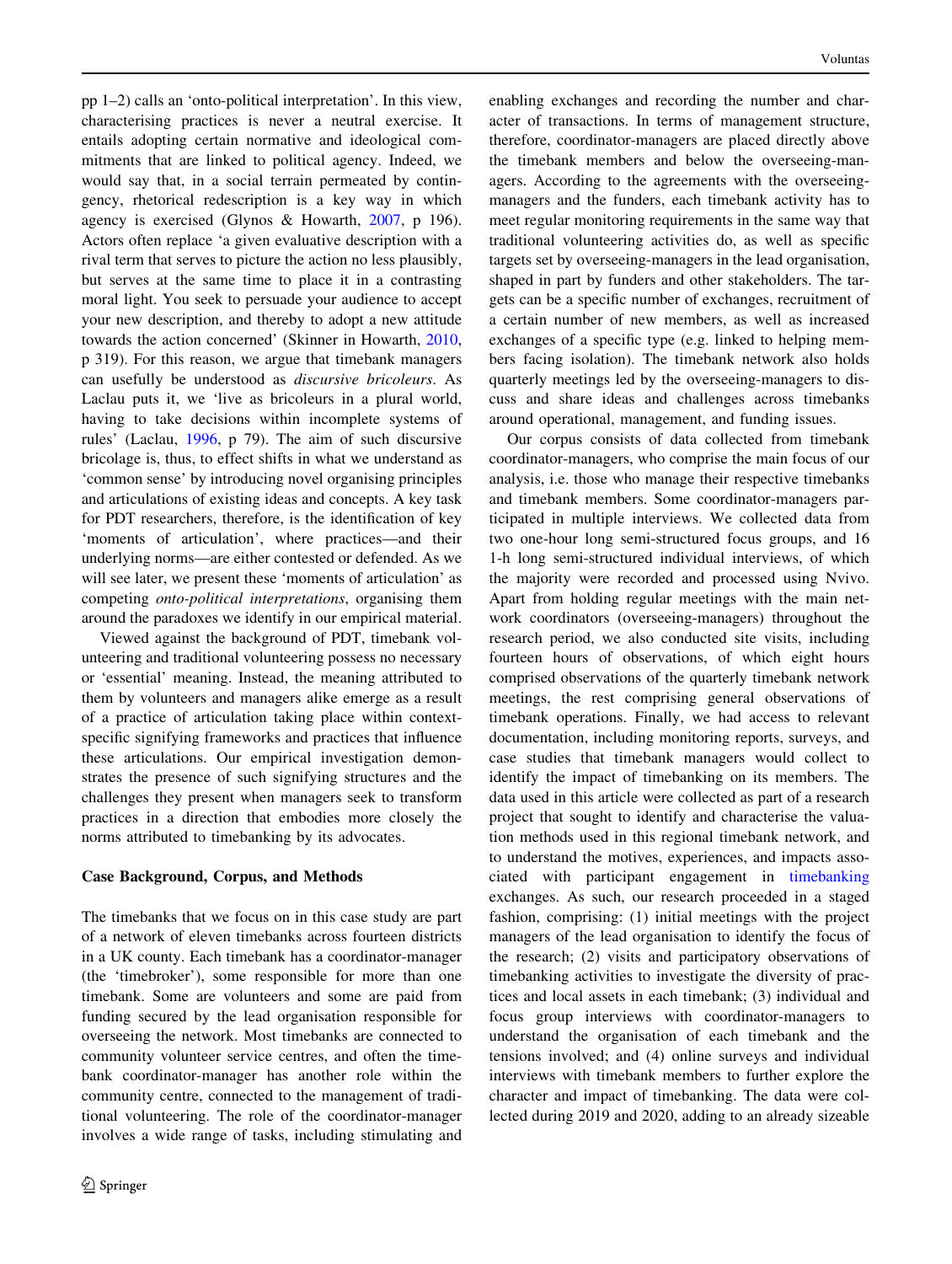pp 1–2) calls an 'onto-political interpretation'. In this view, characterising practices is never a neutral exercise. It entails adopting certain normative and ideological commitments that are linked to political agency. Indeed, we would say that, in a social terrain permeated by contingency, rhetorical redescription is a key way in which agency is exercised (Glynos & Howarth, 2007, p 196). Actors often replace 'a given evaluative description with a rival term that serves to picture the action no less plausibly, but serves at the same time to place it in a contrasting moral light. You seek to persuade your audience to accept your new description, and thereby to adopt a new attitude towards the action concerned' (Skinner in Howarth, 2010, p 319). For this reason, we argue that timebank managers can usefully be understood as *discursive bricoleurs*. As Laclau puts it, we 'live as bricoleurs in a plural world, having to take decisions within incomplete systems of rules' (Laclau, 1996, p 79). The aim of such discursive bricolage is, thus, to effect shifts in what we understand as 'common sense' by introducing novel organising principles and articulations of existing ideas and concepts. A key task for PDT researchers, therefore, is the identification of key 'moments of articulation', where practices—and their underlying norms—are either contested or defended. As we will see later, we present these 'moments of articulation' as competing *onto-political interpretations*, organising them around the paradoxes we identify in our empirical material.

Viewed against the background of PDT, timebank volunteering and traditional volunteering possess no necessary or 'essential' meaning. Instead, the meaning attributed to them by volunteers and managers alike emerge as a result of a practice of articulation taking place within context-specific signifying frameworks and practices that influence these articulations. Our empirical investigation demonstrates the presence of such signifying structures and the challenges they present when managers seek to transform practices in a direction that embodies more closely the norms attributed to timebanking by its advocates.

## Case Background, Corpus, and Methods

The timebanks that we focus on in this case study are part of a network of eleven timebanks across fourteen districts in a UK county. Each timebank has a coordinator-manager (the 'timebroker'), some responsible for more than one timebank. Some are volunteers and some are paid from funding secured by the lead organisation responsible for overseeing the network. Most timebanks are connected to community volunteer service centres, and often the timebank coordinator-manager has another role within the community centre, connected to the management of traditional volunteering. The role of the coordinator-manager involves a wide range of tasks, including stimulating and enabling exchanges and recording the number and character of transactions. In terms of management structure, therefore, coordinator-managers are placed directly above the timebank members and below the overseeing-managers. According to the agreements with the overseeing-managers and the funders, each timebank activity has to meet regular monitoring requirements in the same way that traditional volunteering activities do, as well as specific targets set by overseeing-managers in the lead organisation, shaped in part by funders and other stakeholders. The targets can be a specific number of exchanges, recruitment of a certain number of new members, as well as increased exchanges of a specific type (e.g. linked to helping members facing isolation). The timebank network also holds quarterly meetings led by the overseeing-managers to discuss and share ideas and challenges across timebanks around operational, management, and funding issues.

Our corpus consists of data collected from timebank coordinator-managers, who comprise the main focus of our analysis, i.e. those who manage their respective timebanks and timebank members. Some coordinator-managers participated in multiple interviews. We collected data from two one-hour long semi-structured focus groups, and 16 1-h long semi-structured individual interviews, of which the majority were recorded and processed using Nvivo. Apart from holding regular meetings with the main network coordinators (overseeing-managers) throughout the research period, we also conducted site visits, including fourteen hours of observations, of which eight hours comprised observations of the quarterly timebank network meetings, the rest comprising general observations of timebank operations. Finally, we had access to relevant documentation, including monitoring reports, surveys, and case studies that timebank managers would collect to identify the impact of timebanking on its members. The data used in this article were collected as part of a research project that sought to identify and characterise the valuation methods used in this regional timebank network, and to understand the motives, experiences, and impacts associated with participant engagement in timebanking exchanges. As such, our research proceeded in a staged fashion, comprising: (1) initial meetings with the project managers of the lead organisation to identify the focus of the research; (2) visits and participatory observations of timebanking activities to investigate the diversity of practices and local assets in each timebank; (3) individual and focus group interviews with coordinator-managers to understand the organisation of each timebank and the tensions involved; and (4) online surveys and individual interviews with timebank members to further explore the character and impact of timebanking. The data were collected during 2019 and 2020, adding to an already sizeable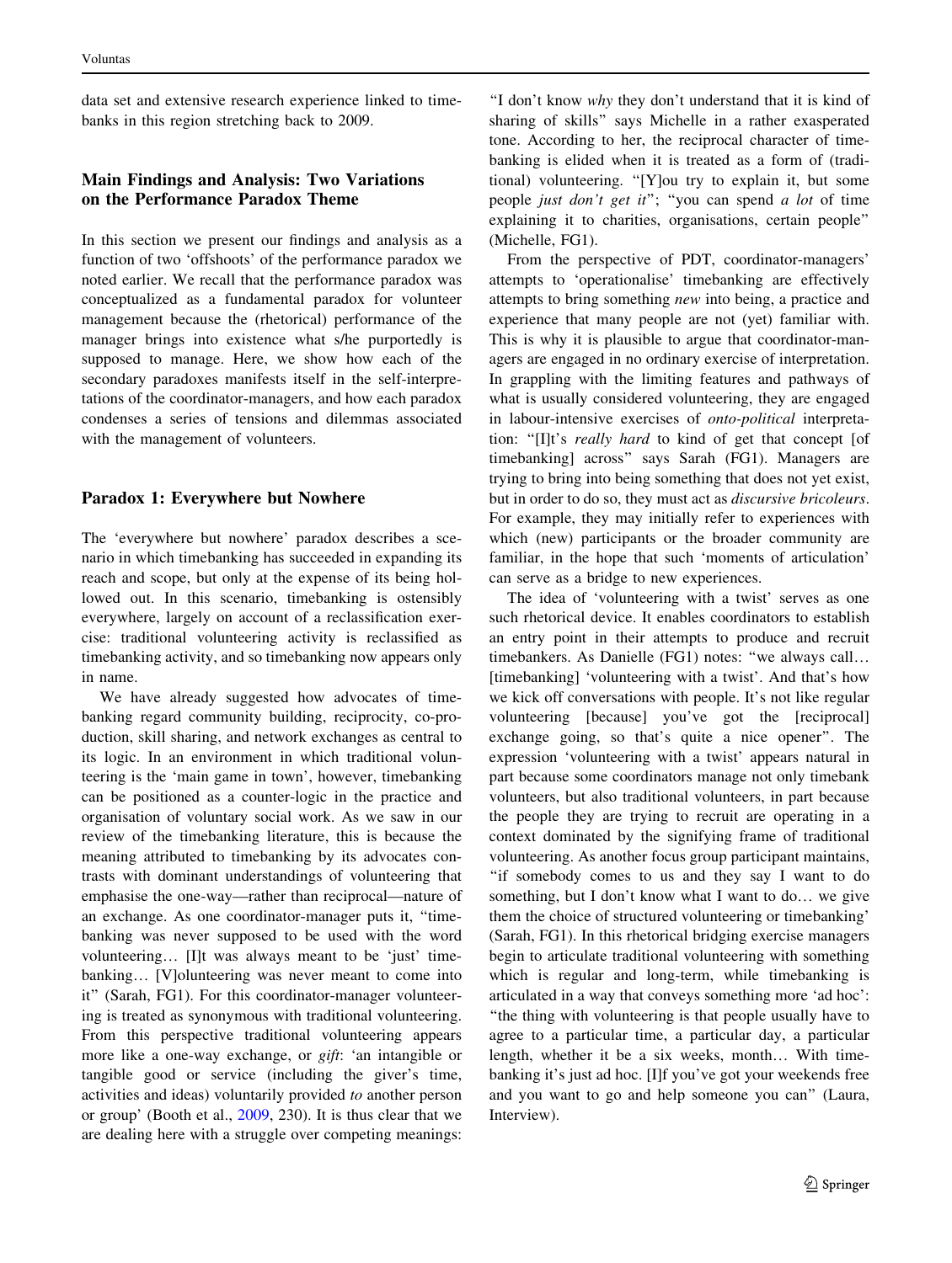data set and extensive research experience linked to timebanks in this region stretching back to 2009.

## Main Findings and Analysis: Two Variations on the Performance Paradox Theme

In this section we present our findings and analysis as a function of two 'offshoots' of the performance paradox we noted earlier. We recall that the performance paradox was conceptualized as a fundamental paradox for volunteer management because the (rhetorical) performance of the manager brings into existence what s/he purportedly is supposed to manage. Here, we show how each of the secondary paradoxes manifests itself in the self-interpretations of the coordinator-managers, and how each paradox condenses a series of tensions and dilemmas associated with the management of volunteers.

### Paradox 1: Everywhere but Nowhere

The 'everywhere but nowhere' paradox describes a scenario in which timebanking has succeeded in expanding its reach and scope, but only at the expense of its being hollowed out. In this scenario, timebanking is ostensibly everywhere, largely on account of a reclassification exercise: traditional volunteering activity is reclassified as timebanking activity, and so timebanking now appears only in name.

We have already suggested how advocates of timebanking regard community building, reciprocity, co-production, skill sharing, and network exchanges as central to its logic. In an environment in which traditional volunteering is the 'main game in town', however, timebanking can be positioned as a counter-logic in the practice and organisation of voluntary social work. As we saw in our review of the timebanking literature, this is because the meaning attributed to timebanking by its advocates contrasts with dominant understandings of volunteering that emphasise the one-way—rather than reciprocal—nature of an exchange. As one coordinator-manager puts it, "timebanking was never supposed to be used with the word volunteering… [I]t was always meant to be 'just' timebanking… [V]olunteering was never meant to come into it" (Sarah, FG1). For this coordinator-manager volunteering is treated as synonymous with traditional volunteering. From this perspective traditional volunteering appears more like a one-way exchange, or *gift*: 'an intangible or tangible good or service (including the giver's time, activities and ideas) voluntarily provided *to* another person or group' (Booth et al., 2009, 230). It is thus clear that we are dealing here with a struggle over competing meanings: "I don't know *why* they don't understand that it is kind of sharing of skills" says Michelle in a rather exasperated tone. According to her, the reciprocal character of timebanking is elided when it is treated as a form of (traditional) volunteering. "[Y]ou try to explain it, but some people *just don't get it*"; "you can spend *a lot* of time explaining it to charities, organisations, certain people" (Michelle, FG1).

From the perspective of PDT, coordinator-managers' attempts to 'operationalise' timebanking are effectively attempts to bring something *new* into being, a practice and experience that many people are not (yet) familiar with. This is why it is plausible to argue that coordinator-managers are engaged in no ordinary exercise of interpretation. In grappling with the limiting features and pathways of what is usually considered volunteering, they are engaged in labour-intensive exercises of *onto-political* interpretation: "[I]t's *really hard* to kind of get that concept [of timebanking] across" says Sarah (FG1). Managers are trying to bring into being something that does not yet exist, but in order to do so, they must act as *discursive bricoleurs*. For example, they may initially refer to experiences with which (new) participants or the broader community are familiar, in the hope that such 'moments of articulation' can serve as a bridge to new experiences.

The idea of 'volunteering with a twist' serves as one such rhetorical device. It enables coordinators to establish an entry point in their attempts to produce and recruit timebankers. As Danielle (FG1) notes: "we always call… [timebanking] 'volunteering with a twist'. And that's how we kick off conversations with people. It's not like regular volunteering [because] you've got the [reciprocal] exchange going, so that's quite a nice opener". The expression 'volunteering with a twist' appears natural in part because some coordinators manage not only timebank volunteers, but also traditional volunteers, in part because the people they are trying to recruit are operating in a context dominated by the signifying frame of traditional volunteering. As another focus group participant maintains, "if somebody comes to us and they say I want to do something, but I don't know what I want to do… we give them the choice of structured volunteering or timebanking' (Sarah, FG1). In this rhetorical bridging exercise managers begin to articulate traditional volunteering with something which is regular and long-term, while timebanking is articulated in a way that conveys something more 'ad hoc': "the thing with volunteering is that people usually have to agree to a particular time, a particular day, a particular length, whether it be a six weeks, month… With timebanking it's just ad hoc. [I]f you've got your weekends free and you want to go and help someone you can" (Laura, Interview).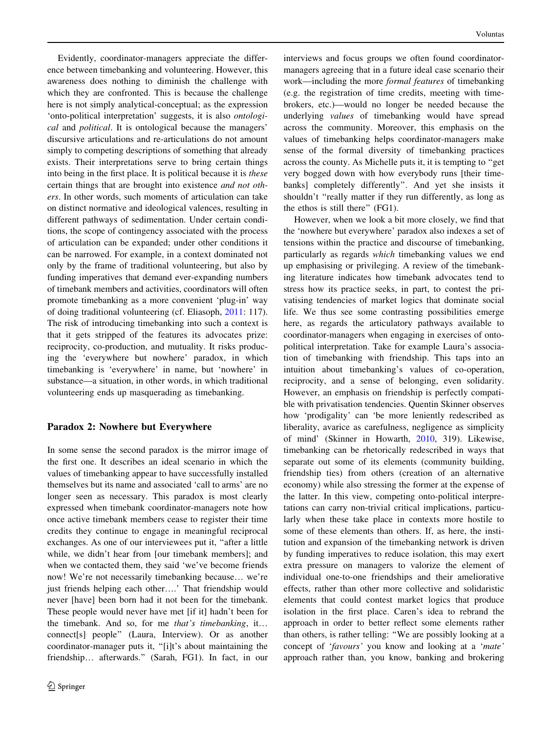Evidently, coordinator-managers appreciate the difference between timebanking and volunteering. However, this awareness does nothing to diminish the challenge with which they are confronted. This is because the challenge here is not simply analytical-conceptual; as the expression 'onto-political interpretation' suggests, it is also *ontological* and *political*. It is ontological because the managers' discursive articulations and re-articulations do not amount simply to competing descriptions of something that already exists. Their interpretations serve to bring certain things into being in the first place. It is political because it is *these* certain things that are brought into existence *and not others*. In other words, such moments of articulation can take on distinct normative and ideological valences, resulting in different pathways of sedimentation. Under certain conditions, the scope of contingency associated with the process of articulation can be expanded; under other conditions it can be narrowed. For example, in a context dominated not only by the frame of traditional volunteering, but also by funding imperatives that demand ever-expanding numbers of timebank members and activities, coordinators will often promote timebanking as a more convenient 'plug-in' way of doing traditional volunteering (cf. Eliasoph, 2011: 117). The risk of introducing timebanking into such a context is that it gets stripped of the features its advocates prize: reciprocity, co-production, and mutuality. It risks producing the 'everywhere but nowhere' paradox, in which timebanking is 'everywhere' in name, but 'nowhere' in substance—a situation, in other words, in which traditional volunteering ends up masquerading as timebanking.

## Paradox 2: Nowhere but Everywhere

In some sense the second paradox is the mirror image of the first one. It describes an ideal scenario in which the values of timebanking appear to have successfully installed themselves but its name and associated 'call to arms' are no longer seen as necessary. This paradox is most clearly expressed when timebank coordinator-managers note how once active timebank members cease to register their time credits they continue to engage in meaningful reciprocal exchanges. As one of our interviewees put it, "after a little while, we didn't hear from [our timebank members]; and when we contacted them, they said 'we've become friends now! We're not necessarily timebanking because… we're just friends helping each other….' That friendship would never [have] been born had it not been for the timebank. These people would never have met [if it] hadn't been for the timebank. And so, for me *that's timebanking*, it… connect[s] people" (Laura, Interview). Or as another coordinator-manager puts it, "[i]t's about maintaining the friendship… afterwards." (Sarah, FG1). In fact, in our interviews and focus groups we often found coordinator-managers agreeing that in a future ideal case scenario their work—including the more *formal features* of timebanking (e.g. the registration of time credits, meeting with time-brokers, etc.)—would no longer be needed because the underlying *values* of timebanking would have spread across the community. Moreover, this emphasis on the values of timebanking helps coordinator-managers make sense of the formal diversity of timebanking practices across the county. As Michelle puts it, it is tempting to "get very bogged down with how everybody runs [their timebanks] completely differently". And yet she insists it shouldn't "really matter if they run differently, as long as the ethos is still there" (FG1).

However, when we look a bit more closely, we find that the 'nowhere but everywhere' paradox also indexes a set of tensions within the practice and discourse of timebanking, particularly as regards *which* timebanking values we end up emphasising or privileging. A review of the timebanking literature indicates how timebank advocates tend to stress how its practice seeks, in part, to contest the privatising tendencies of market logics that dominate social life. We thus see some contrasting possibilities emerge here, as regards the articulatory pathways available to coordinator-managers when engaging in exercises of onto-political interpretation. Take for example Laura's association of timebanking with friendship. This taps into an intuition about timebanking's values of co-operation, reciprocity, and a sense of belonging, even solidarity. However, an emphasis on friendship is perfectly compatible with privatisation tendencies. Quentin Skinner observes how 'prodigality' can 'be more leniently redescribed as liberality, avarice as carefulness, negligence as simplicity of mind' (Skinner in Howarth, 2010, 319). Likewise, timebanking can be rhetorically redescribed in ways that separate out some of its elements (community building, friendship ties) from others (creation of an alternative economy) while also stressing the former at the expense of the latter. In this view, competing onto-political interpretations can carry non-trivial critical implications, particularly when these take place in contexts more hostile to some of these elements than others. If, as here, the institution and expansion of the timebanking network is driven by funding imperatives to reduce isolation, this may exert extra pressure on managers to valorize the element of individual one-to-one friendships and their ameliorative effects, rather than other more collective and solidaristic elements that could contest market logics that produce isolation in the first place. Caren's idea to rebrand the approach in order to better reflect some elements rather than others, is rather telling: "We are possibly looking at a concept of '*favours*' you know and looking at a '*mate*' approach rather than, you know, banking and brokering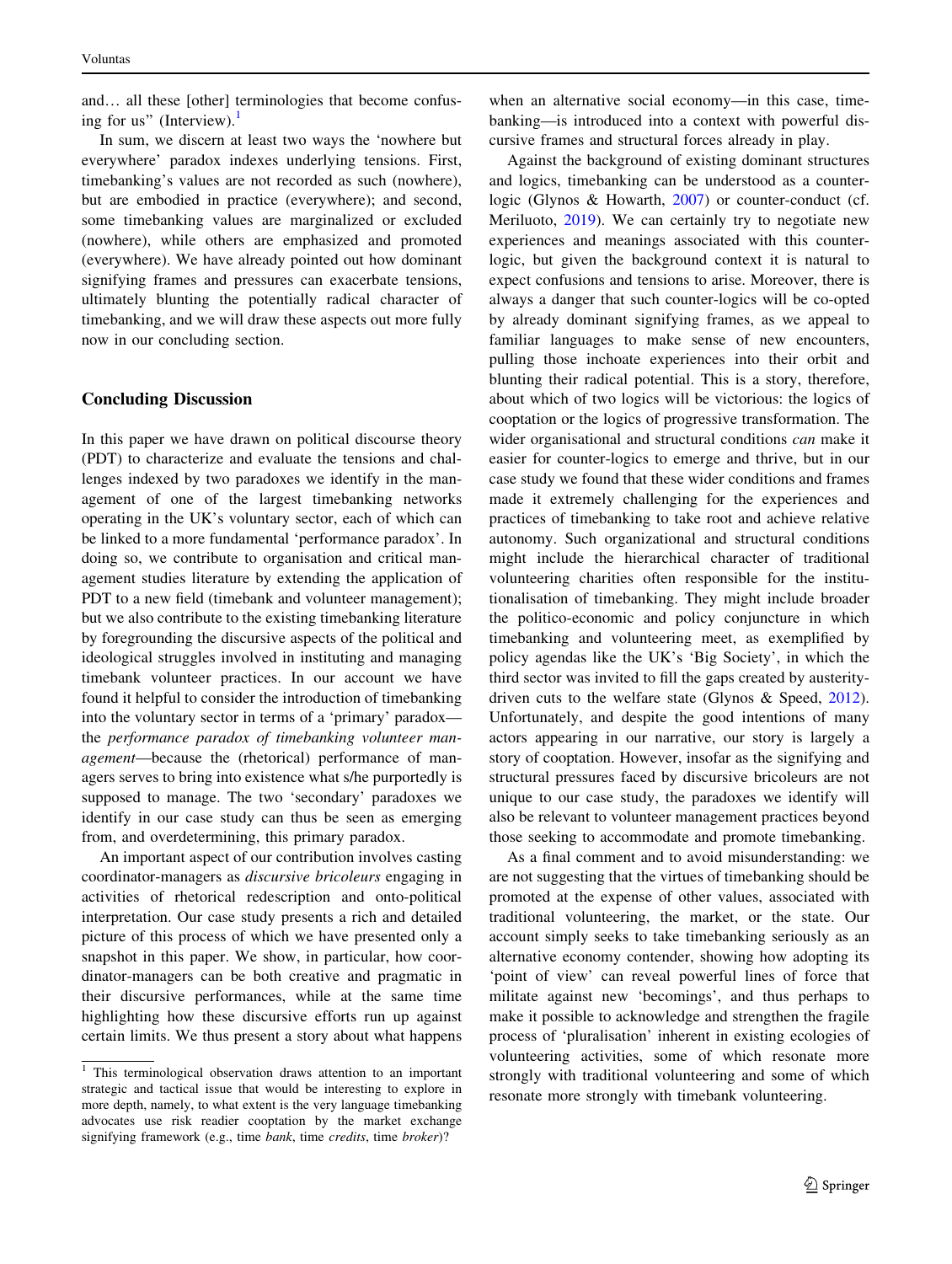and… all these [other] terminologies that become confusing for us" (Interview).[1]

In sum, we discern at least two ways the 'nowhere but everywhere' paradox indexes underlying tensions. First, timebanking's values are not recorded as such (nowhere), but are embodied in practice (everywhere); and second, some timebanking values are marginalized or excluded (nowhere), while others are emphasized and promoted (everywhere). We have already pointed out how dominant signifying frames and pressures can exacerbate tensions, ultimately blunting the potentially radical character of timebanking, and we will draw these aspects out more fully now in our concluding section.

## Concluding Discussion

In this paper we have drawn on political discourse theory (PDT) to characterize and evaluate the tensions and challenges indexed by two paradoxes we identify in the management of one of the largest timebanking networks operating in the UK's voluntary sector, each of which can be linked to a more fundamental 'performance paradox'. In doing so, we contribute to organisation and critical management studies literature by extending the application of PDT to a new field (timebank and volunteer management); but we also contribute to the existing timebanking literature by foregrounding the discursive aspects of the political and ideological struggles involved in instituting and managing timebank volunteer practices. In our account we have found it helpful to consider the introduction of timebanking into the voluntary sector in terms of a 'primary' paradox—the *performance paradox of timebanking volunteer management*—because the (rhetorical) performance of managers serves to bring into existence what s/he purportedly is supposed to manage. The two 'secondary' paradoxes we identify in our case study can thus be seen as emerging from, and overdetermining, this primary paradox.

An important aspect of our contribution involves casting coordinator-managers as *discursive bricoleurs* engaging in activities of rhetorical redescription and onto-political interpretation. Our case study presents a rich and detailed picture of this process of which we have presented only a snapshot in this paper. We show, in particular, how coordinator-managers can be both creative and pragmatic in their discursive performances, while at the same time highlighting how these discursive efforts run up against certain limits. We thus present a story about what happens when an alternative social economy—in this case, timebanking—is introduced into a context with powerful discursive frames and structural forces already in play.

Against the background of existing dominant structures and logics, timebanking can be understood as a counter-logic (Glynos & Howarth, 2007) or counter-conduct (cf. Meriluoto, 2019). We can certainly try to negotiate new experiences and meanings associated with this counter-logic, but given the background context it is natural to expect confusions and tensions to arise. Moreover, there is always a danger that such counter-logics will be co-opted by already dominant signifying frames, as we appeal to familiar languages to make sense of new encounters, pulling those inchoate experiences into their orbit and blunting their radical potential. This is a story, therefore, about which of two logics will be victorious: the logics of cooptation or the logics of progressive transformation. The wider organisational and structural conditions *can* make it easier for counter-logics to emerge and thrive, but in our case study we found that these wider conditions and frames made it extremely challenging for the experiences and practices of timebanking to take root and achieve relative autonomy. Such organizational and structural conditions might include the hierarchical character of traditional volunteering charities often responsible for the institutionalisation of timebanking. They might include broader the politico-economic and policy conjuncture in which timebanking and volunteering meet, as exemplified by policy agendas like the UK's 'Big Society', in which the third sector was invited to fill the gaps created by austerity-driven cuts to the welfare state (Glynos & Speed, 2012). Unfortunately, and despite the good intentions of many actors appearing in our narrative, our story is largely a story of cooptation. However, insofar as the signifying and structural pressures faced by discursive bricoleurs are not unique to our case study, the paradoxes we identify will also be relevant to volunteer management practices beyond those seeking to accommodate and promote timebanking.

As a final comment and to avoid misunderstanding: we are not suggesting that the virtues of timebanking should be promoted at the expense of other values, associated with traditional volunteering, the market, or the state. Our account simply seeks to take timebanking seriously as an alternative economy contender, showing how adopting its 'point of view' can reveal powerful lines of force that militate against new 'becomings', and thus perhaps to make it possible to acknowledge and strengthen the fragile process of 'pluralisation' inherent in existing ecologies of volunteering activities, some of which resonate more strongly with traditional volunteering and some of which resonate more strongly with timebank volunteering.

---

[1] This terminological observation draws attention to an important strategic and tactical issue that would be interesting to explore in more depth, namely, to what extent is the very language timebanking advocates use risk readier cooptation by the market exchange signifying framework (e.g., time *bank*, time *credits*, time *broker*)?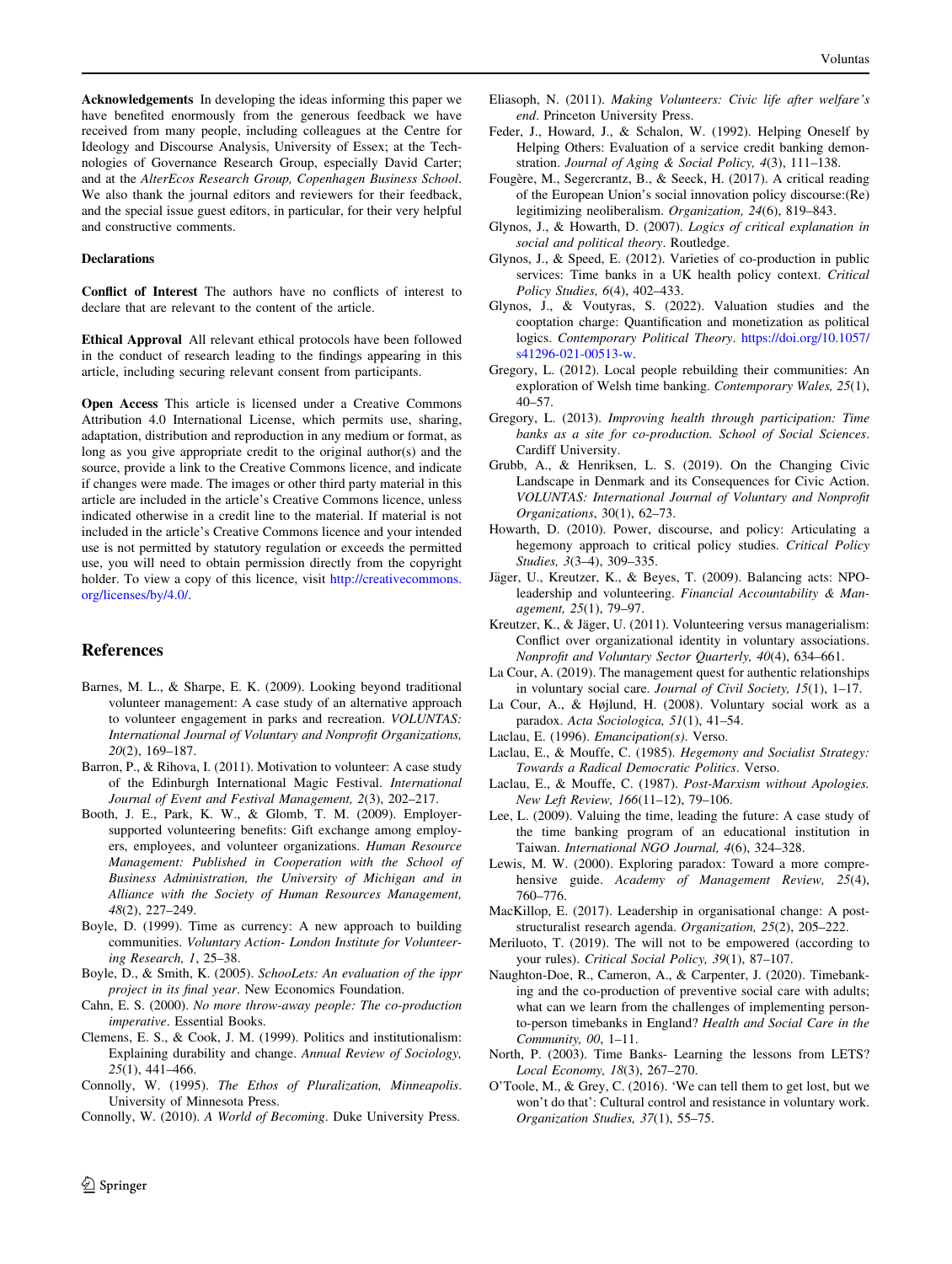**Acknowledgements** In developing the ideas informing this paper we have benefited enormously from the generous feedback we have received from many people, including colleagues at the Centre for Ideology and Discourse Analysis, University of Essex; at the Technologies of Governance Research Group, especially David Carter; and at the *AlterEcos Research Group, Copenhagen Business School*. We also thank the journal editors and reviewers for their feedback, and the special issue guest editors, in particular, for their very helpful and constructive comments.

**Declarations**

**Conflict of Interest** The authors have no conflicts of interest to declare that are relevant to the content of the article.

**Ethical Approval** All relevant ethical protocols have been followed in the conduct of research leading to the findings appearing in this article, including securing relevant consent from participants.

**Open Access** This article is licensed under a Creative Commons Attribution 4.0 International License, which permits use, sharing, adaptation, distribution and reproduction in any medium or format, as long as you give appropriate credit to the original author(s) and the source, provide a link to the Creative Commons licence, and indicate if changes were made. The images or other third party material in this article are included in the article's Creative Commons licence, unless indicated otherwise in a credit line to the material. If material is not included in the article's Creative Commons licence and your intended use is not permitted by statutory regulation or exceeds the permitted use, you will need to obtain permission directly from the copyright holder. To view a copy of this licence, visit http://creativecommons.org/licenses/by/4.0/.

## References

Barnes, M. L., & Sharpe, E. K. (2009). Looking beyond traditional volunteer management: A case study of an alternative approach to volunteer engagement in parks and recreation. *VOLUNTAS: International Journal of Voluntary and Nonprofit Organizations, 20*(2), 169–187.

Barron, P., & Rihova, I. (2011). Motivation to volunteer: A case study of the Edinburgh International Magic Festival. *International Journal of Event and Festival Management, 2*(3), 202–217.

Booth, J. E., Park, K. W., & Glomb, T. M. (2009). Employer-supported volunteering benefits: Gift exchange among employers, employees, and volunteer organizations. *Human Resource Management: Published in Cooperation with the School of Business Administration, the University of Michigan and in Alliance with the Society of Human Resources Management, 48*(2), 227–249.

Boyle, D. (1999). Time as currency: A new approach to building communities. *Voluntary Action- London Institute for Volunteering Research, 1*, 25–38.

Boyle, D., & Smith, K. (2005). *SchooLets: An evaluation of the ippr project in its final year*. New Economics Foundation.

Cahn, E. S. (2000). *No more throw-away people: The co-production imperative*. Essential Books.

Clemens, E. S., & Cook, J. M. (1999). Politics and institutionalism: Explaining durability and change. *Annual Review of Sociology, 25*(1), 441–466.

Connolly, W. (1995). *The Ethos of Pluralization, Minneapolis*. University of Minnesota Press.

Connolly, W. (2010). *A World of Becoming*. Duke University Press.

Eliasoph, N. (2011). *Making Volunteers: Civic life after welfare's end*. Princeton University Press.

Feder, J., Howard, J., & Schalon, W. (1992). Helping Oneself by Helping Others: Evaluation of a service credit banking demonstration. *Journal of Aging & Social Policy, 4*(3), 111–138.

Fougère, M., Segercrantz, B., & Seeck, H. (2017). A critical reading of the European Union's social innovation policy discourse:(Re) legitimizing neoliberalism. *Organization, 24*(6), 819–843.

Glynos, J., & Howarth, D. (2007). *Logics of critical explanation in social and political theory*. Routledge.

Glynos, J., & Speed, E. (2012). Varieties of co-production in public services: Time banks in a UK health policy context. *Critical Policy Studies, 6*(4), 402–433.

Glynos, J., & Voutyras, S. (2022). Valuation studies and the cooptation charge: Quantification and monetization as political logics. *Contemporary Political Theory*. https://doi.org/10.1057/s41296-021-00513-w.

Gregory, L. (2012). Local people rebuilding their communities: An exploration of Welsh time banking. *Contemporary Wales, 25*(1), 40–57.

Gregory, L. (2013). *Improving health through participation: Time banks as a site for co-production. School of Social Sciences*. Cardiff University.

Grubb, A., & Henriksen, L. S. (2019). On the Changing Civic Landscape in Denmark and its Consequences for Civic Action. *VOLUNTAS: International Journal of Voluntary and Nonprofit Organizations*, 30(1), 62–73.

Howarth, D. (2010). Power, discourse, and policy: Articulating a hegemony approach to critical policy studies. *Critical Policy Studies, 3*(3–4), 309–335.

Jäger, U., Kreutzer, K., & Beyes, T. (2009). Balancing acts: NPO-leadership and volunteering. *Financial Accountability & Management, 25*(1), 79–97.

Kreutzer, K., & Jäger, U. (2011). Volunteering versus managerialism: Conflict over organizational identity in voluntary associations. *Nonprofit and Voluntary Sector Quarterly, 40*(4), 634–661.

La Cour, A. (2019). The management quest for authentic relationships in voluntary social care. *Journal of Civil Society, 15*(1), 1–17.

La Cour, A., & Højlund, H. (2008). Voluntary social work as a paradox. *Acta Sociologica, 51*(1), 41–54.

Laclau, E. (1996). *Emancipation(s)*. Verso.

Laclau, E., & Mouffe, C. (1985). *Hegemony and Socialist Strategy: Towards a Radical Democratic Politics*. Verso.

Laclau, E., & Mouffe, C. (1987). *Post-Marxism without Apologies. New Left Review, 166*(11–12), 79–106.

Lee, L. (2009). Valuing the time, leading the future: A case study of the time banking program of an educational institution in Taiwan. *International NGO Journal, 4*(6), 324–328.

Lewis, M. W. (2000). Exploring paradox: Toward a more comprehensive guide. *Academy of Management Review, 25*(4), 760–776.

MacKillop, E. (2017). Leadership in organisational change: A post-structuralist research agenda. *Organization, 25*(2), 205–222.

Meriluoto, T. (2019). The will not to be empowered (according to your rules). *Critical Social Policy, 39*(1), 87–107.

Naughton-Doe, R., Cameron, A., & Carpenter, J. (2020). Timebanking and the co-production of preventive social care with adults; what can we learn from the challenges of implementing person-to-person timebanks in England? *Health and Social Care in the Community, 00*, 1–11.

North, P. (2003). Time Banks- Learning the lessons from LETS? *Local Economy, 18*(3), 267–270.

O'Toole, M., & Grey, C. (2016). 'We can tell them to get lost, but we won't do that': Cultural control and resistance in voluntary work. *Organization Studies, 37*(1), 55–75.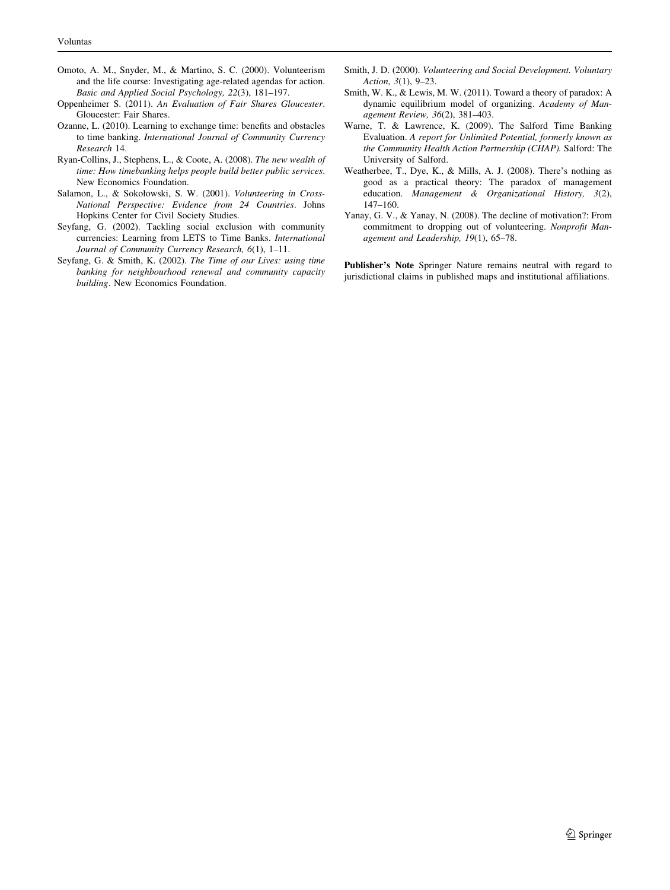Omoto, A. M., Snyder, M., & Martino, S. C. (2000). Volunteerism and the life course: Investigating age-related agendas for action. *Basic and Applied Social Psychology, 22*(3), 181–197.

Oppenheimer S. (2011). *An Evaluation of Fair Shares Gloucester*. Gloucester: Fair Shares.

Ozanne, L. (2010). Learning to exchange time: benefits and obstacles to time banking. *International Journal of Community Currency Research* 14.

Ryan-Collins, J., Stephens, L., & Coote, A. (2008). *The new wealth of time: How timebanking helps people build better public services*. New Economics Foundation.

Salamon, L., & Sokołowski, S. W. (2001). *Volunteering in Cross-National Perspective: Evidence from 24 Countries*. Johns Hopkins Center for Civil Society Studies.

Seyfang, G. (2002). Tackling social exclusion with community currencies: Learning from LETS to Time Banks. *International Journal of Community Currency Research, 6*(1), 1–11.

Seyfang, G. & Smith, K. (2002). *The Time of our Lives: using time banking for neighbourhood renewal and community capacity building*. New Economics Foundation.

Smith, J. D. (2000). *Volunteering and Social Development. Voluntary Action, 3*(1), 9–23.

Smith, W. K., & Lewis, M. W. (2011). Toward a theory of paradox: A dynamic equilibrium model of organizing. *Academy of Management Review, 36*(2), 381–403.

Warne, T. & Lawrence, K. (2009). The Salford Time Banking Evaluation. *A report for Unlimited Potential, formerly known as the Community Health Action Partnership (CHAP).* Salford: The University of Salford.

Weatherbee, T., Dye, K., & Mills, A. J. (2008). There's nothing as good as a practical theory: The paradox of management education. *Management & Organizational History, 3*(2), 147–160.

Yanay, G. V., & Yanay, N. (2008). The decline of motivation?: From commitment to dropping out of volunteering. *Nonprofit Management and Leadership, 19*(1), 65–78.

**Publisher's Note** Springer Nature remains neutral with regard to jurisdictional claims in published maps and institutional affiliations.